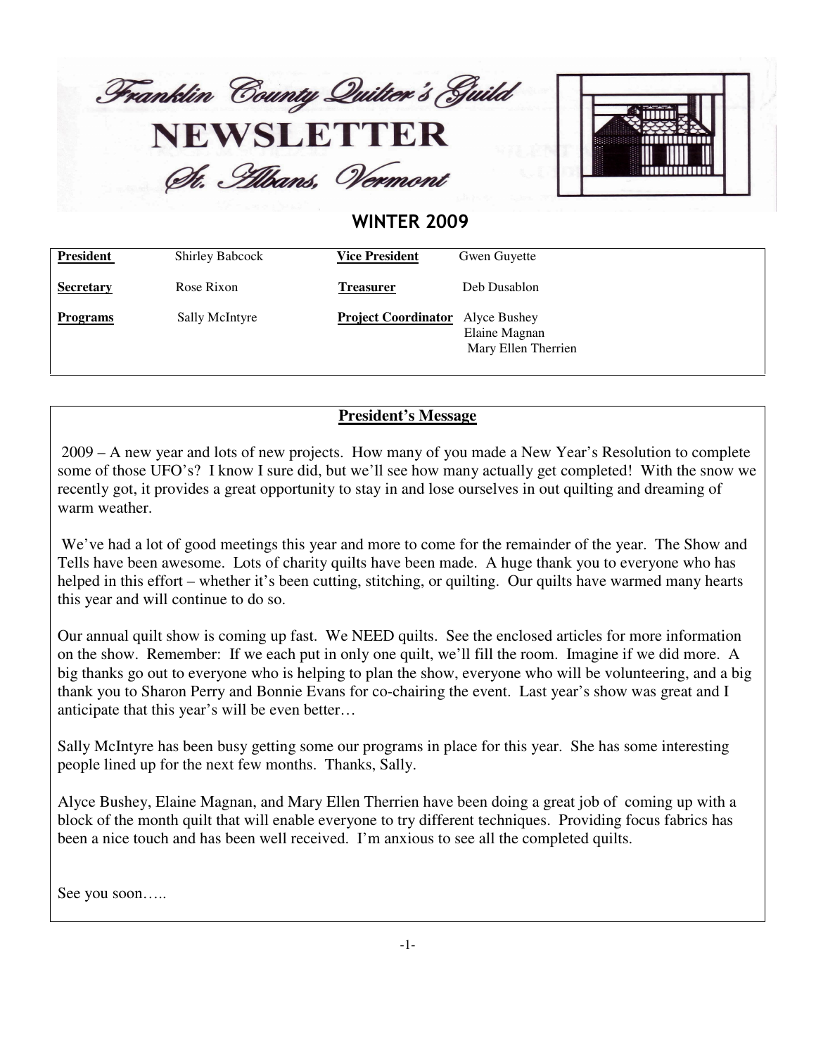# Franklin County Quilter's Guild

# NEWSLETTER

## St. Albans, Vermont

## WINTER 2009

| **President** | Shirley Babcock | **Vice President** | Gwen Guyette |
|---|---|---|---|
| **Secretary** | Rose Rixon | **Treasurer** | Deb Dusablon |
| **Programs** | Sally McIntyre | **Project Coordinator** | Alyce Bushey<br>Elaine Magnan<br>Mary Ellen Therrien |

## President's Message

2009 – A new year and lots of new projects. How many of you made a New Year's Resolution to complete some of those UFO's? I know I sure did, but we'll see how many actually get completed! With the snow we recently got, it provides a great opportunity to stay in and lose ourselves in out quilting and dreaming of warm weather.

We've had a lot of good meetings this year and more to come for the remainder of the year. The Show and Tells have been awesome. Lots of charity quilts have been made. A huge thank you to everyone who has helped in this effort – whether it's been cutting, stitching, or quilting. Our quilts have warmed many hearts this year and will continue to do so.

Our annual quilt show is coming up fast. We NEED quilts. See the enclosed articles for more information on the show. Remember: If we each put in only one quilt, we'll fill the room. Imagine if we did more. A big thanks go out to everyone who is helping to plan the show, everyone who will be volunteering, and a big thank you to Sharon Perry and Bonnie Evans for co-chairing the event. Last year's show was great and I anticipate that this year's will be even better…

Sally McIntyre has been busy getting some our programs in place for this year. She has some interesting people lined up for the next few months. Thanks, Sally.

Alyce Bushey, Elaine Magnan, and Mary Ellen Therrien have been doing a great job of coming up with a block of the month quilt that will enable everyone to try different techniques. Providing focus fabrics has been a nice touch and has been well received. I'm anxious to see all the completed quilts.

See you soon…..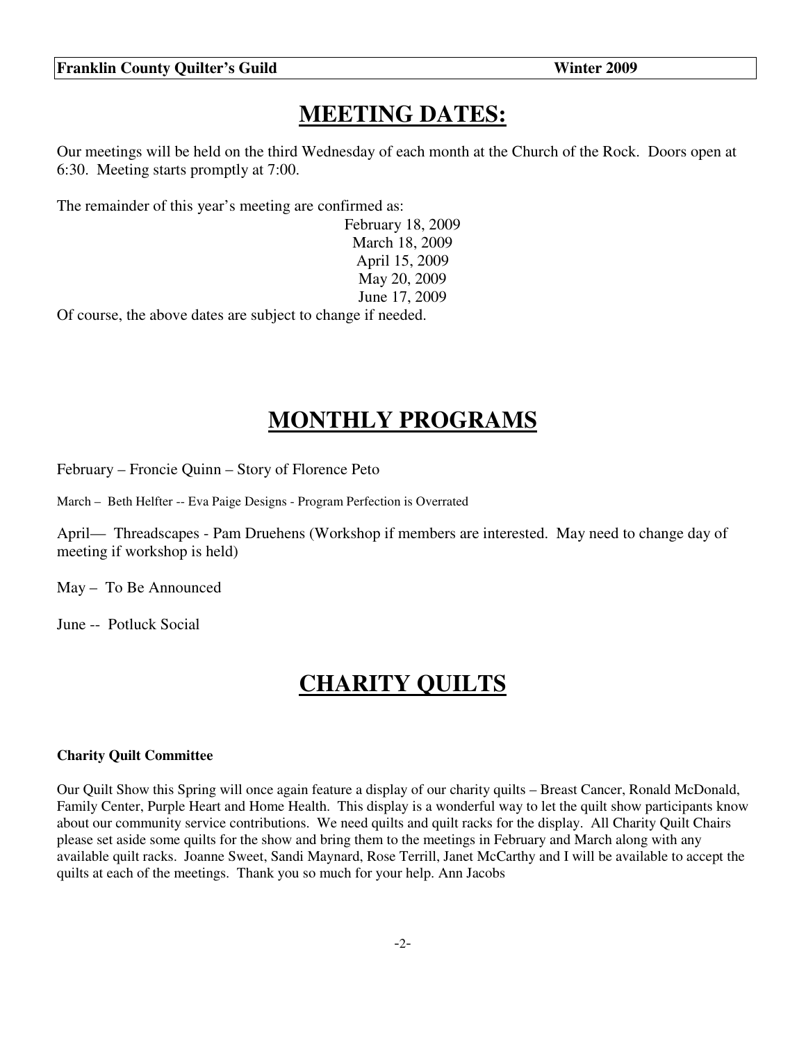# MEETING DATES:

Our meetings will be held on the third Wednesday of each month at the Church of the Rock. Doors open at 6:30. Meeting starts promptly at 7:00.

The remainder of this year's meeting are confirmed as:

February 18, 2009
March 18, 2009
April 15, 2009
May 20, 2009
June 17, 2009

Of course, the above dates are subject to change if needed.

# MONTHLY PROGRAMS

February – Froncie Quinn – Story of Florence Peto

March – Beth Helfter -- Eva Paige Designs - Program Perfection is Overrated

April— Threadscapes - Pam Druehens (Workshop if members are interested. May need to change day of meeting if workshop is held)

May – To Be Announced

June -- Potluck Social

# CHARITY QUILTS

**Charity Quilt Committee**

Our Quilt Show this Spring will once again feature a display of our charity quilts – Breast Cancer, Ronald McDonald, Family Center, Purple Heart and Home Health. This display is a wonderful way to let the quilt show participants know about our community service contributions. We need quilts and quilt racks for the display. All Charity Quilt Chairs please set aside some quilts for the show and bring them to the meetings in February and March along with any available quilt racks. Joanne Sweet, Sandi Maynard, Rose Terrill, Janet McCarthy and I will be available to accept the quilts at each of the meetings. Thank you so much for your help. Ann Jacobs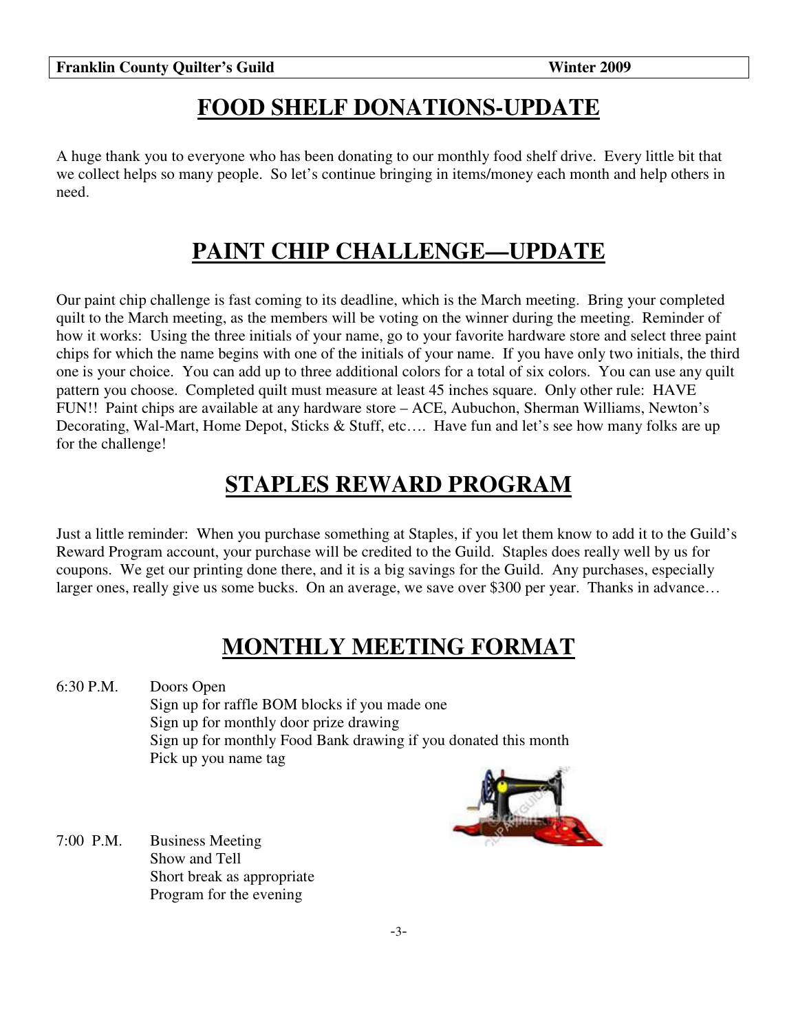# FOOD SHELF DONATIONS-UPDATE

A huge thank you to everyone who has been donating to our monthly food shelf drive. Every little bit that we collect helps so many people. So let's continue bringing in items/money each month and help others in need.

# PAINT CHIP CHALLENGE—UPDATE

Our paint chip challenge is fast coming to its deadline, which is the March meeting. Bring your completed quilt to the March meeting, as the members will be voting on the winner during the meeting. Reminder of how it works: Using the three initials of your name, go to your favorite hardware store and select three paint chips for which the name begins with one of the initials of your name. If you have only two initials, the third one is your choice. You can add up to three additional colors for a total of six colors. You can use any quilt pattern you choose. Completed quilt must measure at least 45 inches square. Only other rule: HAVE FUN!! Paint chips are available at any hardware store – ACE, Aubuchon, Sherman Williams, Newton's Decorating, Wal-Mart, Home Depot, Sticks & Stuff, etc…. Have fun and let's see how many folks are up for the challenge!

# STAPLES REWARD PROGRAM

Just a little reminder: When you purchase something at Staples, if you let them know to add it to the Guild's Reward Program account, your purchase will be credited to the Guild. Staples does really well by us for coupons. We get our printing done there, and it is a big savings for the Guild. Any purchases, especially larger ones, really give us some bucks. On an average, we save over $300 per year. Thanks in advance…

# MONTHLY MEETING FORMAT

6:30 P.M. Doors Open
- Sign up for raffle BOM blocks if you made one
- Sign up for monthly door prize drawing
- Sign up for monthly Food Bank drawing if you donated this month
- Pick up you name tag

7:00 P.M. Business Meeting
- Show and Tell
- Short break as appropriate
- Program for the evening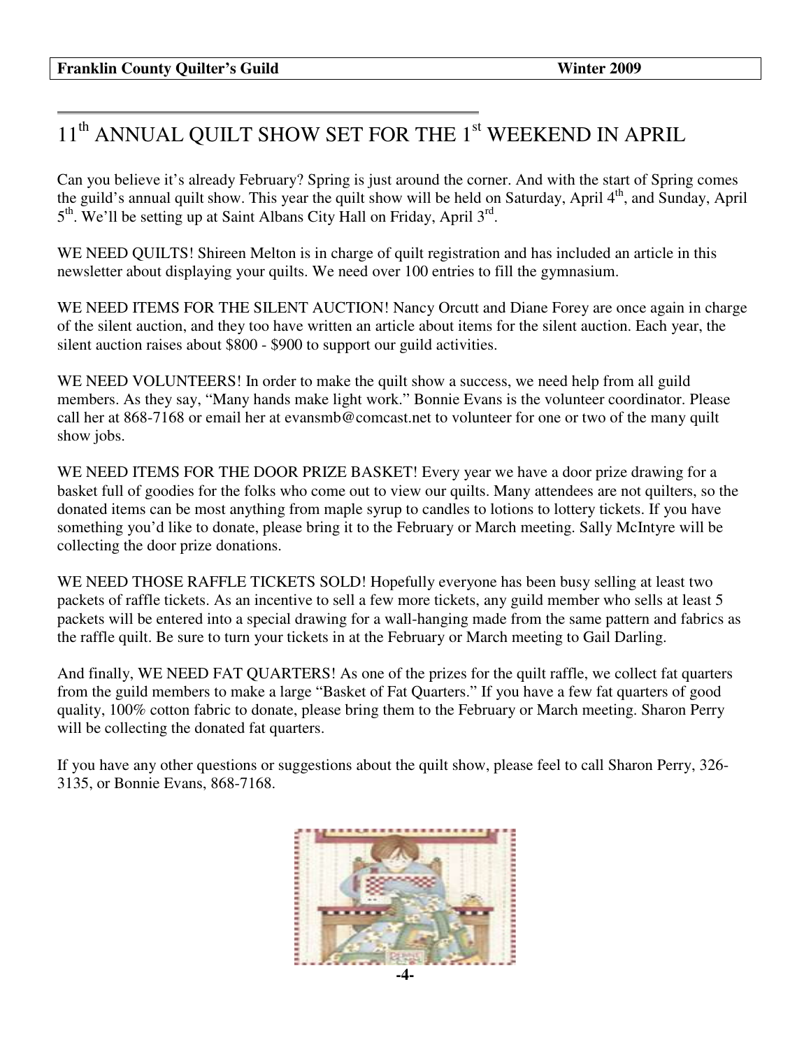# 11th ANNUAL QUILT SHOW SET FOR THE 1st WEEKEND IN APRIL

Can you believe it's already February? Spring is just around the corner. And with the start of Spring comes the guild's annual quilt show. This year the quilt show will be held on Saturday, April 4th, and Sunday, April 5th. We'll be setting up at Saint Albans City Hall on Friday, April 3rd.

WE NEED QUILTS! Shireen Melton is in charge of quilt registration and has included an article in this newsletter about displaying your quilts. We need over 100 entries to fill the gymnasium.

WE NEED ITEMS FOR THE SILENT AUCTION! Nancy Orcutt and Diane Forey are once again in charge of the silent auction, and they too have written an article about items for the silent auction. Each year, the silent auction raises about $800 - $900 to support our guild activities.

WE NEED VOLUNTEERS! In order to make the quilt show a success, we need help from all guild members. As they say, "Many hands make light work." Bonnie Evans is the volunteer coordinator. Please call her at 868-7168 or email her at evansmb@comcast.net to volunteer for one or two of the many quilt show jobs.

WE NEED ITEMS FOR THE DOOR PRIZE BASKET! Every year we have a door prize drawing for a basket full of goodies for the folks who come out to view our quilts. Many attendees are not quilters, so the donated items can be most anything from maple syrup to candles to lotions to lottery tickets. If you have something you'd like to donate, please bring it to the February or March meeting. Sally McIntyre will be collecting the door prize donations.

WE NEED THOSE RAFFLE TICKETS SOLD! Hopefully everyone has been busy selling at least two packets of raffle tickets. As an incentive to sell a few more tickets, any guild member who sells at least 5 packets will be entered into a special drawing for a wall-hanging made from the same pattern and fabrics as the raffle quilt. Be sure to turn your tickets in at the February or March meeting to Gail Darling.

And finally, WE NEED FAT QUARTERS! As one of the prizes for the quilt raffle, we collect fat quarters from the guild members to make a large "Basket of Fat Quarters." If you have a few fat quarters of good quality, 100% cotton fabric to donate, please bring them to the February or March meeting. Sharon Perry will be collecting the donated fat quarters.

If you have any other questions or suggestions about the quilt show, please feel to call Sharon Perry, 326-3135, or Bonnie Evans, 868-7168.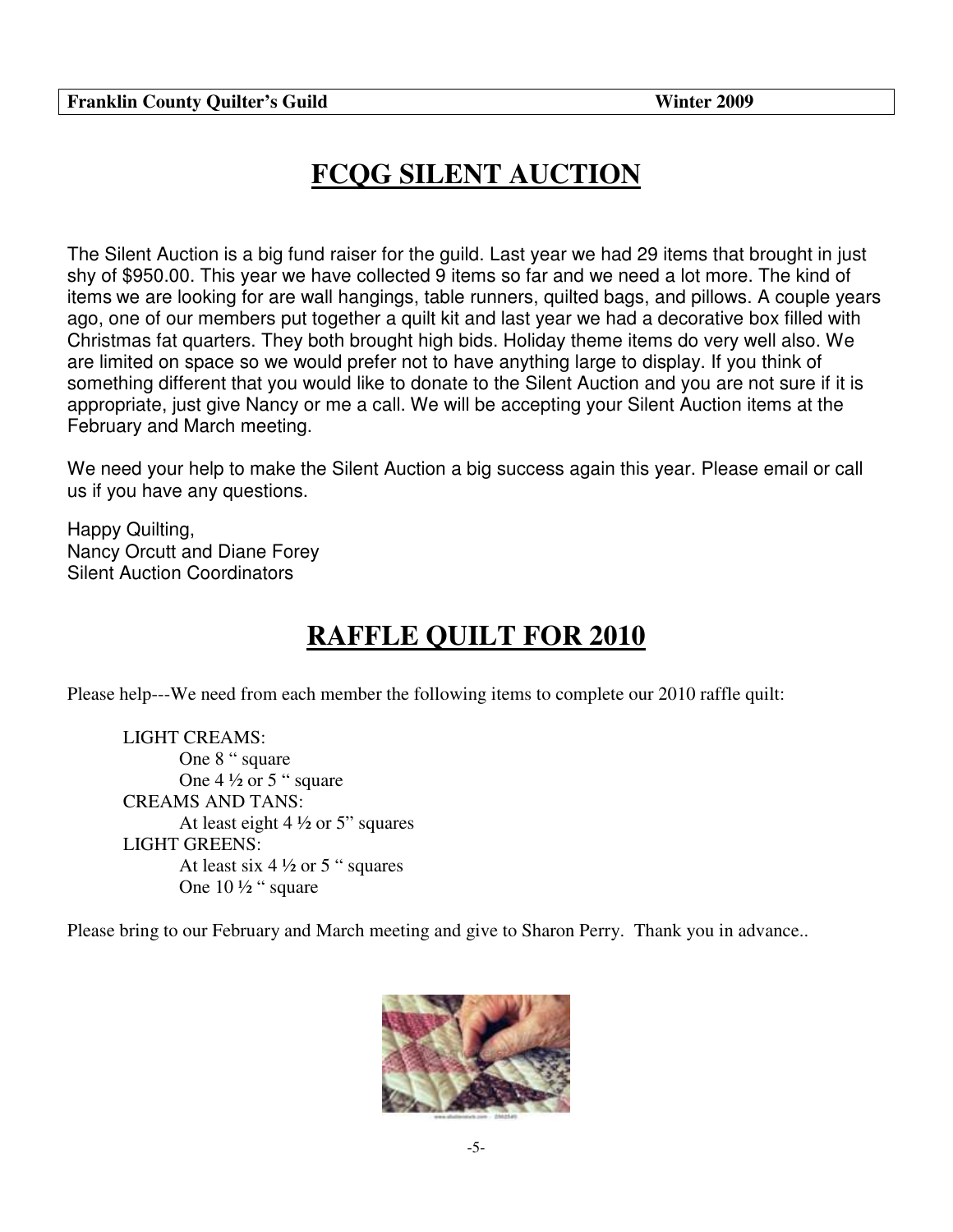# FCQG SILENT AUCTION

The Silent Auction is a big fund raiser for the guild. Last year we had 29 items that brought in just shy of $950.00. This year we have collected 9 items so far and we need a lot more. The kind of items we are looking for are wall hangings, table runners, quilted bags, and pillows. A couple years ago, one of our members put together a quilt kit and last year we had a decorative box filled with Christmas fat quarters. They both brought high bids. Holiday theme items do very well also. We are limited on space so we would prefer not to have anything large to display. If you think of something different that you would like to donate to the Silent Auction and you are not sure if it is appropriate, just give Nancy or me a call. We will be accepting your Silent Auction items at the February and March meeting.

We need your help to make the Silent Auction a big success again this year. Please email or call us if you have any questions.

Happy Quilting,
Nancy Orcutt and Diane Forey
Silent Auction Coordinators

# RAFFLE QUILT FOR 2010

Please help---We need from each member the following items to complete our 2010 raffle quilt:

LIGHT CREAMS:
- One 8 " square
- One 4 ½ or 5 " square

CREAMS AND TANS:
- At least eight 4 ½ or 5" squares

LIGHT GREENS:
- At least six 4 ½ or 5 " squares
- One 10 ½ " square

Please bring to our February and March meeting and give to Sharon Perry. Thank you in advance..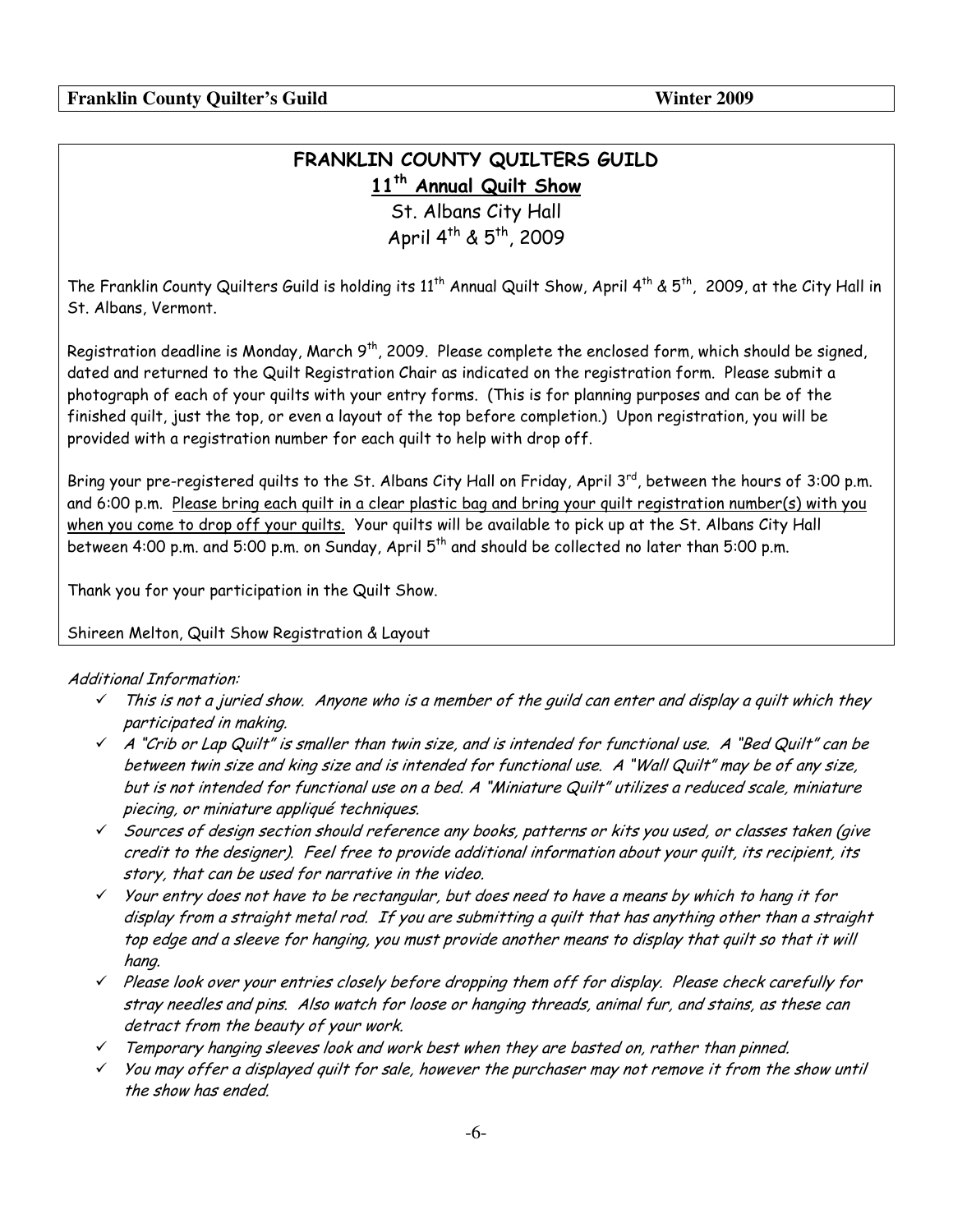## FRANKLIN COUNTY QUILTERS GUILD

### 11th Annual Quilt Show

St. Albans City Hall

April 4th & 5th, 2009

The Franklin County Quilters Guild is holding its 11th Annual Quilt Show, April 4th & 5th, 2009, at the City Hall in St. Albans, Vermont.

Registration deadline is Monday, March 9th, 2009. Please complete the enclosed form, which should be signed, dated and returned to the Quilt Registration Chair as indicated on the registration form. Please submit a photograph of each of your quilts with your entry forms. (This is for planning purposes and can be of the finished quilt, just the top, or even a layout of the top before completion.) Upon registration, you will be provided with a registration number for each quilt to help with drop off.

Bring your pre-registered quilts to the St. Albans City Hall on Friday, April 3rd, between the hours of 3:00 p.m. and 6:00 p.m. <u>Please bring each quilt in a clear plastic bag and bring your quilt registration number(s) with you when you come to drop off your quilts.</u> Your quilts will be available to pick up at the St. Albans City Hall between 4:00 p.m. and 5:00 p.m. on Sunday, April 5th and should be collected no later than 5:00 p.m.

Thank you for your participation in the Quilt Show.

Shireen Melton, Quilt Show Registration & Layout

*Additional Information:*

- ✓ *This is not a juried show. Anyone who is a member of the guild can enter and display a quilt which they participated in making.*
- ✓ *A "Crib or Lap Quilt" is smaller than twin size, and is intended for functional use. A "Bed Quilt" can be between twin size and king size and is intended for functional use. A "Wall Quilt" may be of any size, but is not intended for functional use on a bed. A "Miniature Quilt" utilizes a reduced scale, miniature piecing, or miniature appliqué techniques.*
- ✓ *Sources of design section should reference any books, patterns or kits you used, or classes taken (give credit to the designer). Feel free to provide additional information about your quilt, its recipient, its story, that can be used for narrative in the video.*
- ✓ *Your entry does not have to be rectangular, but does need to have a means by which to hang it for display from a straight metal rod. If you are submitting a quilt that has anything other than a straight top edge and a sleeve for hanging, you must provide another means to display that quilt so that it will hang.*
- ✓ *Please look over your entries closely before dropping them off for display. Please check carefully for stray needles and pins. Also watch for loose or hanging threads, animal fur, and stains, as these can detract from the beauty of your work.*
- ✓ *Temporary hanging sleeves look and work best when they are basted on, rather than pinned.*
- ✓ *You may offer a displayed quilt for sale, however the purchaser may not remove it from the show until the show has ended.*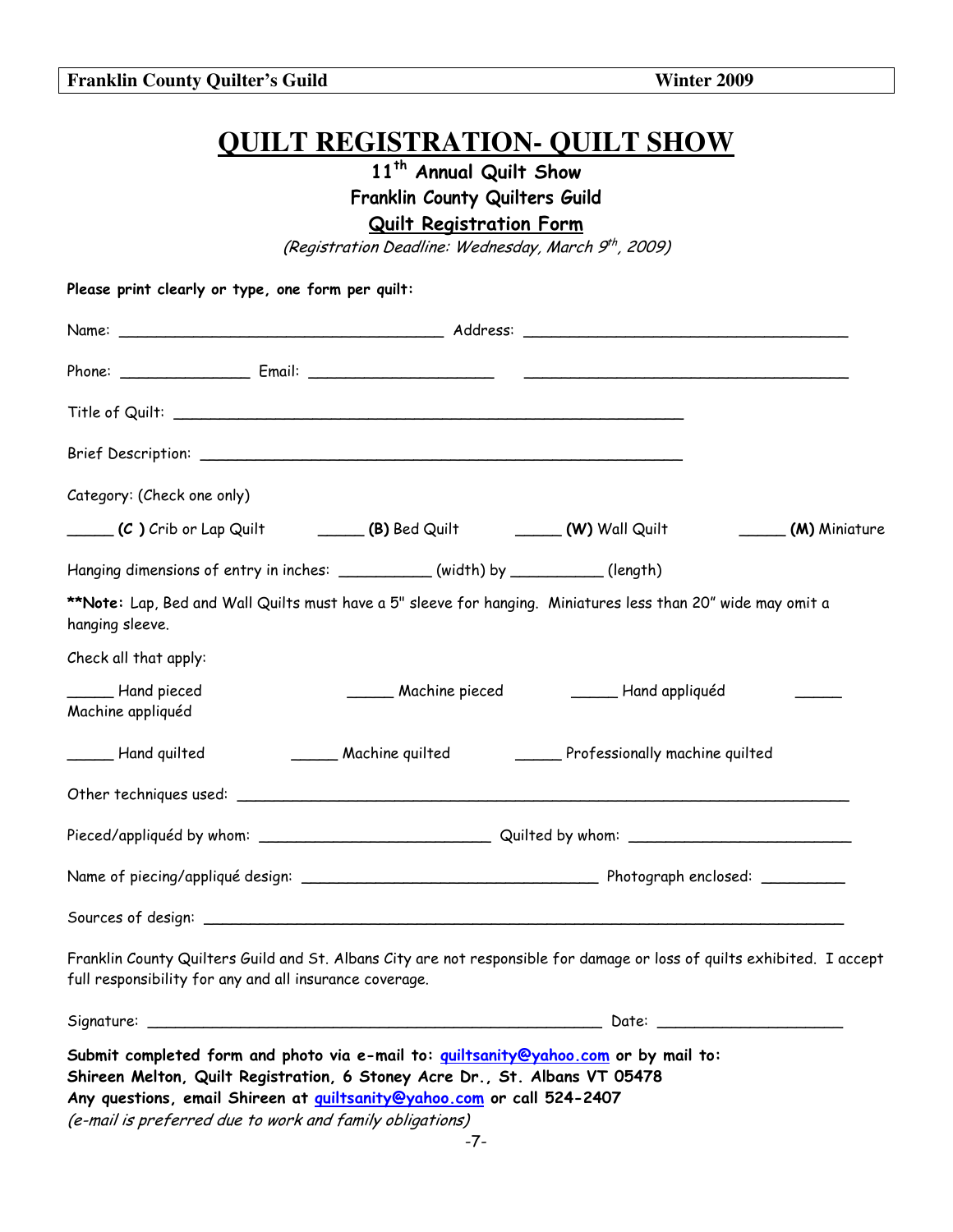# QUILT REGISTRATION- QUILT SHOW

**11th Annual Quilt Show**

**Franklin County Quilters Guild**

**Quilt Registration Form**

*(Registration Deadline: Wednesday, March 9th, 2009)*

**Please print clearly or type, one form per quilt:**

Name: ____________________________________ Address: ____________________________________

Phone: ______________ Email: ____________________ ____________________________________

Title of Quilt: ________________________________________________________

Brief Description: ______________________________________________________

Category: (Check one only)

_____ **(C )** Crib or Lap Quilt _____ **(B)** Bed Quilt _____ **(W)** Wall Quilt _____ **(M)** Miniature

Hanging dimensions of entry in inches: __________ (width) by __________ (length)

****Note:** Lap, Bed and Wall Quilts must have a 5" sleeve for hanging. Miniatures less than 20" wide may omit a hanging sleeve.

Check all that apply:

_____ Hand pieced _____ Machine pieced _____ Hand appliquéd _____ Machine appliquéd

_____ Hand quilted _____ Machine quilted _____ Professionally machine quilted

Other techniques used: ____________________________________________________________________

Pieced/appliquéd by whom: _________________________ Quilted by whom: _________________________

Name of piecing/appliqué design: ________________________________ Photograph enclosed: _________

Sources of design: _________________________________________________________________________

Franklin County Quilters Guild and St. Albans City are not responsible for damage or loss of quilts exhibited. I accept full responsibility for any and all insurance coverage.

Signature: __________________________________________________ Date: ____________________

**Submit completed form and photo via e-mail to: quiltsanity@yahoo.com or by mail to:**
**Shireen Melton, Quilt Registration, 6 Stoney Acre Dr., St. Albans VT 05478**
**Any questions, email Shireen at quiltsanity@yahoo.com or call 524-2407**
*(e-mail is preferred due to work and family obligations)*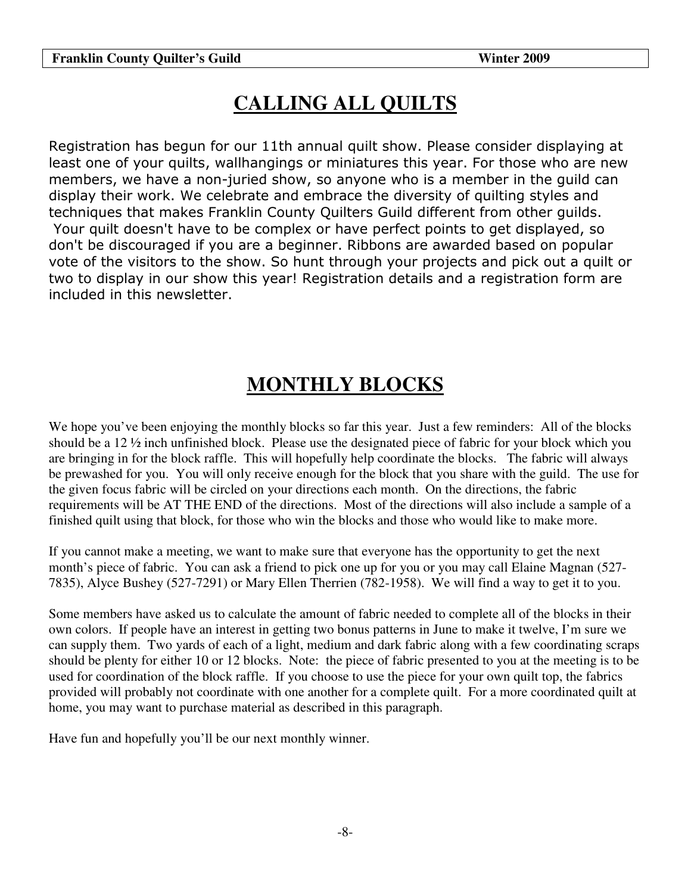# CALLING ALL QUILTS

Registration has begun for our 11th annual quilt show. Please consider displaying at least one of your quilts, wallhangings or miniatures this year. For those who are new members, we have a non-juried show, so anyone who is a member in the guild can display their work. We celebrate and embrace the diversity of quilting styles and techniques that makes Franklin County Quilters Guild different from other guilds. Your quilt doesn't have to be complex or have perfect points to get displayed, so don't be discouraged if you are a beginner. Ribbons are awarded based on popular vote of the visitors to the show. So hunt through your projects and pick out a quilt or two to display in our show this year! Registration details and a registration form are included in this newsletter.

# MONTHLY BLOCKS

We hope you've been enjoying the monthly blocks so far this year. Just a few reminders: All of the blocks should be a 12 ½ inch unfinished block. Please use the designated piece of fabric for your block which you are bringing in for the block raffle. This will hopefully help coordinate the blocks. The fabric will always be prewashed for you. You will only receive enough for the block that you share with the guild. The use for the given focus fabric will be circled on your directions each month. On the directions, the fabric requirements will be AT THE END of the directions. Most of the directions will also include a sample of a finished quilt using that block, for those who win the blocks and those who would like to make more.

If you cannot make a meeting, we want to make sure that everyone has the opportunity to get the next month's piece of fabric. You can ask a friend to pick one up for you or you may call Elaine Magnan (527-7835), Alyce Bushey (527-7291) or Mary Ellen Therrien (782-1958). We will find a way to get it to you.

Some members have asked us to calculate the amount of fabric needed to complete all of the blocks in their own colors. If people have an interest in getting two bonus patterns in June to make it twelve, I'm sure we can supply them. Two yards of each of a light, medium and dark fabric along with a few coordinating scraps should be plenty for either 10 or 12 blocks. Note: the piece of fabric presented to you at the meeting is to be used for coordination of the block raffle. If you choose to use the piece for your own quilt top, the fabrics provided will probably not coordinate with one another for a complete quilt. For a more coordinated quilt at home, you may want to purchase material as described in this paragraph.

Have fun and hopefully you'll be our next monthly winner.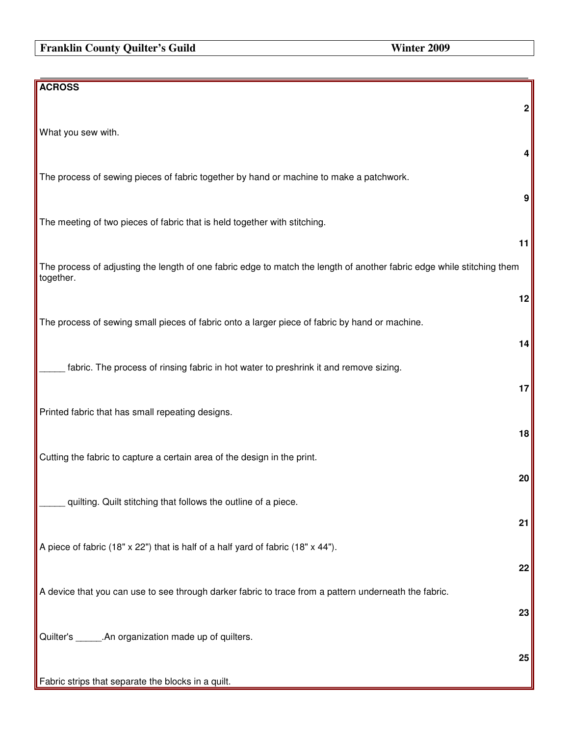## ACROSS

**2**

What you sew with.

**4**

The process of sewing pieces of fabric together by hand or machine to make a patchwork.

**9**

The meeting of two pieces of fabric that is held together with stitching.

**11**

The process of adjusting the length of one fabric edge to match the length of another fabric edge while stitching them together.

**12**

The process of sewing small pieces of fabric onto a larger piece of fabric by hand or machine.

**14**

_____ fabric. The process of rinsing fabric in hot water to preshrink it and remove sizing.

**17**

Printed fabric that has small repeating designs.

**18**

Cutting the fabric to capture a certain area of the design in the print.

**20**

_____ quilting. Quilt stitching that follows the outline of a piece.

**21**

A piece of fabric (18" x 22") that is half of a half yard of fabric (18" x 44").

**22**

A device that you can use to see through darker fabric to trace from a pattern underneath the fabric.

**23**

Quilter's _____.An organization made up of quilters.

**25**

Fabric strips that separate the blocks in a quilt.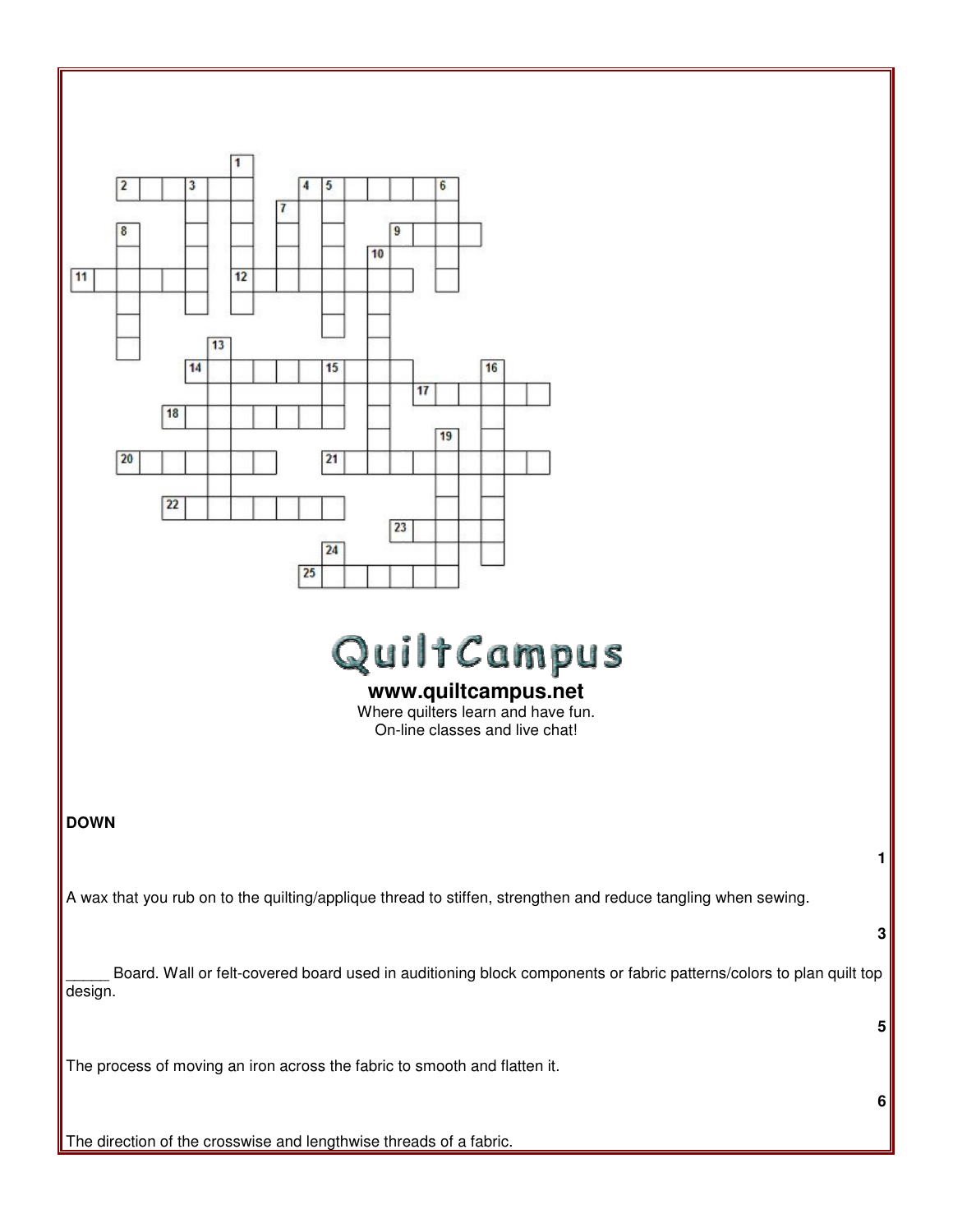www.quiltcampus.net

Where quilters learn and have fun.
On-line classes and live chat!

**DOWN**

**1**

A wax that you rub on to the quilting/applique thread to stiffen, strengthen and reduce tangling when sewing.

**3**

_____ Board. Wall or felt-covered board used in auditioning block components or fabric patterns/colors to plan quilt top design.

**5**

The process of moving an iron across the fabric to smooth and flatten it.

**6**

The direction of the crosswise and lengthwise threads of a fabric.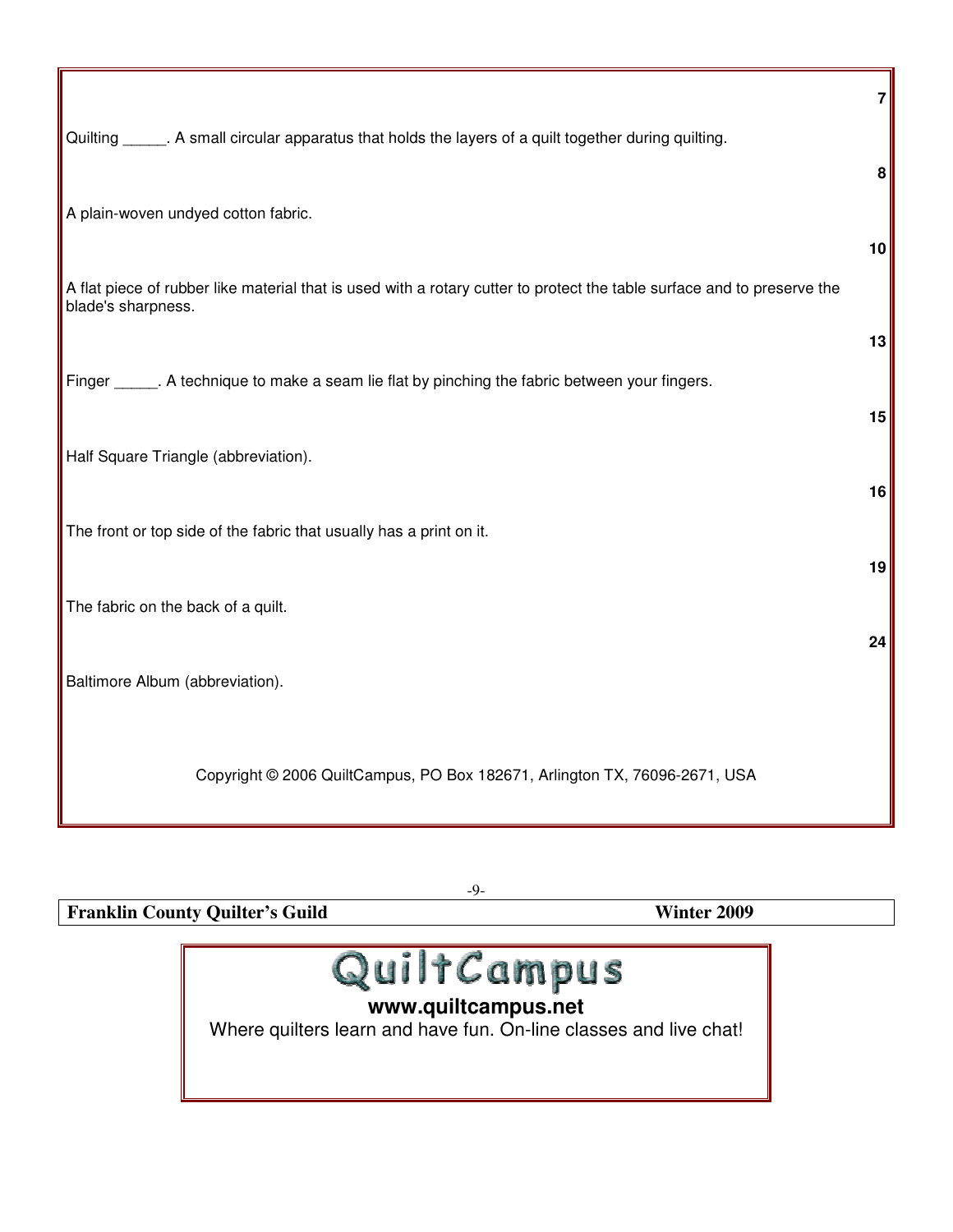**7**

Quilting _____. A small circular apparatus that holds the layers of a quilt together during quilting.

**8**

A plain-woven undyed cotton fabric.

**10**

A flat piece of rubber like material that is used with a rotary cutter to protect the table surface and to preserve the blade's sharpness.

**13**

Finger _____. A technique to make a seam lie flat by pinching the fabric between your fingers.

**15**

Half Square Triangle (abbreviation).

**16**

The front or top side of the fabric that usually has a print on it.

**19**

The fabric on the back of a quilt.

**24**

Baltimore Album (abbreviation).

Copyright © 2006 QuiltCampus, PO Box 182671, Arlington TX, 76096-2671, USA

QuiltCampus

**www.quiltcampus.net**

Where quilters learn and have fun. On-line classes and live chat!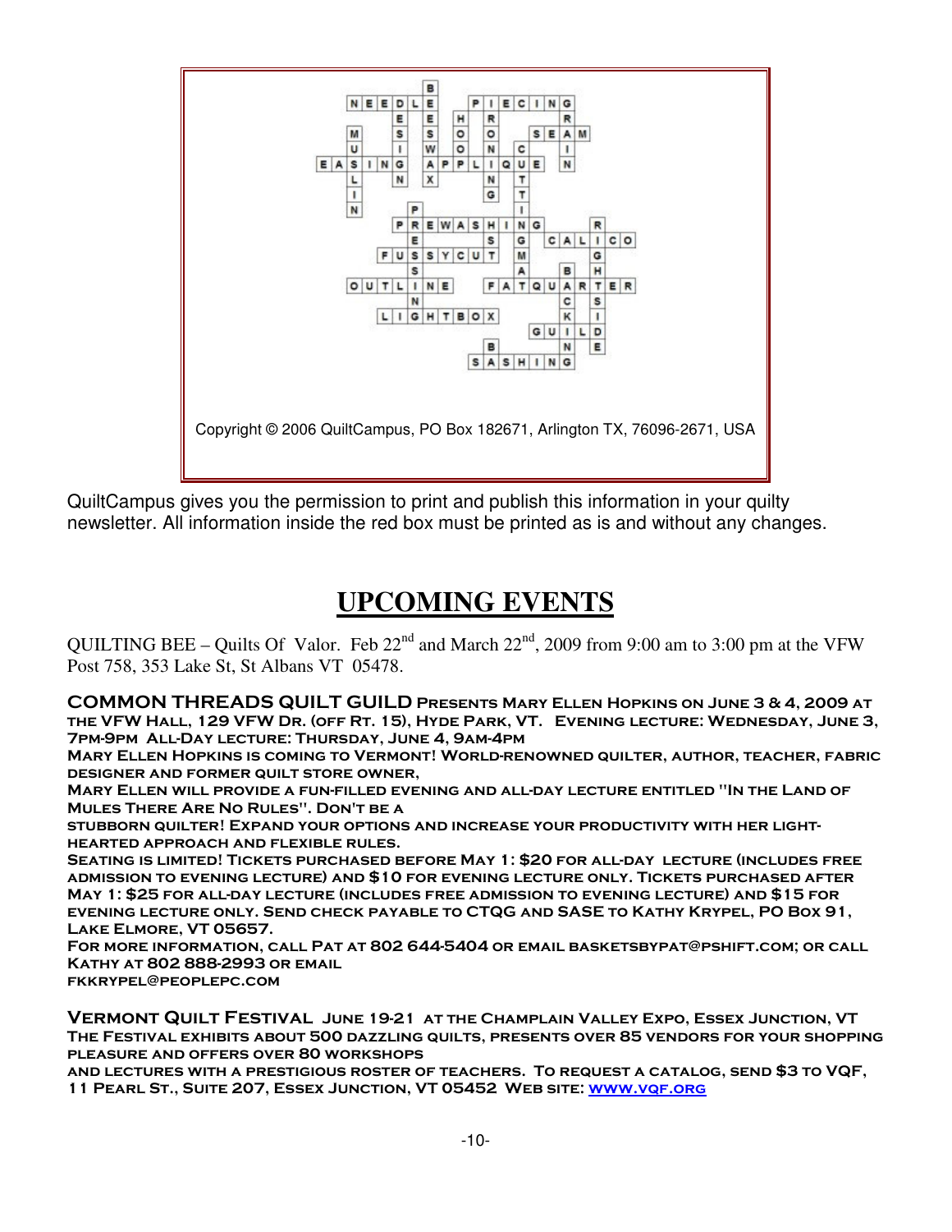Copyright © 2006 QuiltCampus, PO Box 182671, Arlington TX, 76096-2671, USA

QuiltCampus gives you the permission to print and publish this information in your quilty newsletter. All information inside the red box must be printed as is and without any changes.

# UPCOMING EVENTS

QUILTING BEE – Quilts Of Valor. Feb 22nd and March 22nd, 2009 from 9:00 am to 3:00 pm at the VFW Post 758, 353 Lake St, St Albans VT 05478.

**COMMON THREADS QUILT GUILD PRESENTS MARY ELLEN HOPKINS ON JUNE 3 & 4, 2009 AT THE VFW HALL, 129 VFW DR. (OFF RT. 15), HYDE PARK, VT. EVENING LECTURE: WEDNESDAY, JUNE 3, 7PM-9PM ALL-DAY LECTURE: THURSDAY, JUNE 4, 9AM-4PM**
**MARY ELLEN HOPKINS IS COMING TO VERMONT! WORLD-RENOWNED QUILTER, AUTHOR, TEACHER, FABRIC DESIGNER AND FORMER QUILT STORE OWNER,**
**MARY ELLEN WILL PROVIDE A FUN-FILLED EVENING AND ALL-DAY LECTURE ENTITLED "IN THE LAND OF MULES THERE ARE NO RULES". DON'T BE A STUBBORN QUILTER! EXPAND YOUR OPTIONS AND INCREASE YOUR PRODUCTIVITY WITH HER LIGHT-HEARTED APPROACH AND FLEXIBLE RULES.**
**SEATING IS LIMITED! TICKETS PURCHASED BEFORE MAY 1: $20 FOR ALL-DAY LECTURE (INCLUDES FREE ADMISSION TO EVENING LECTURE) AND $10 FOR EVENING LECTURE ONLY. TICKETS PURCHASED AFTER MAY 1: $25 FOR ALL-DAY LECTURE (INCLUDES FREE ADMISSION TO EVENING LECTURE) AND $15 FOR EVENING LECTURE ONLY. SEND CHECK PAYABLE TO CTQG AND SASE TO KATHY KRYPEL, PO BOX 91, LAKE ELMORE, VT 05657.**
**FOR MORE INFORMATION, CALL PAT AT 802 644-5404 OR EMAIL BASKETSBYPAT@PSHIFT.COM; OR CALL KATHY AT 802 888-2993 OR EMAIL FKKRYPEL@PEOPLEPC.COM**

**VERMONT QUILT FESTIVAL JUNE 19-21 AT THE CHAMPLAIN VALLEY EXPO, ESSEX JUNCTION, VT**
**THE FESTIVAL EXHIBITS ABOUT 500 DAZZLING QUILTS, PRESENTS OVER 85 VENDORS FOR YOUR SHOPPING PLEASURE AND OFFERS OVER 80 WORKSHOPS AND LECTURES WITH A PRESTIGIOUS ROSTER OF TEACHERS. TO REQUEST A CATALOG, SEND $3 TO VQF, 11 PEARL ST., SUITE 207, ESSEX JUNCTION, VT 05452 WEB SITE: WWW.VQF.ORG**